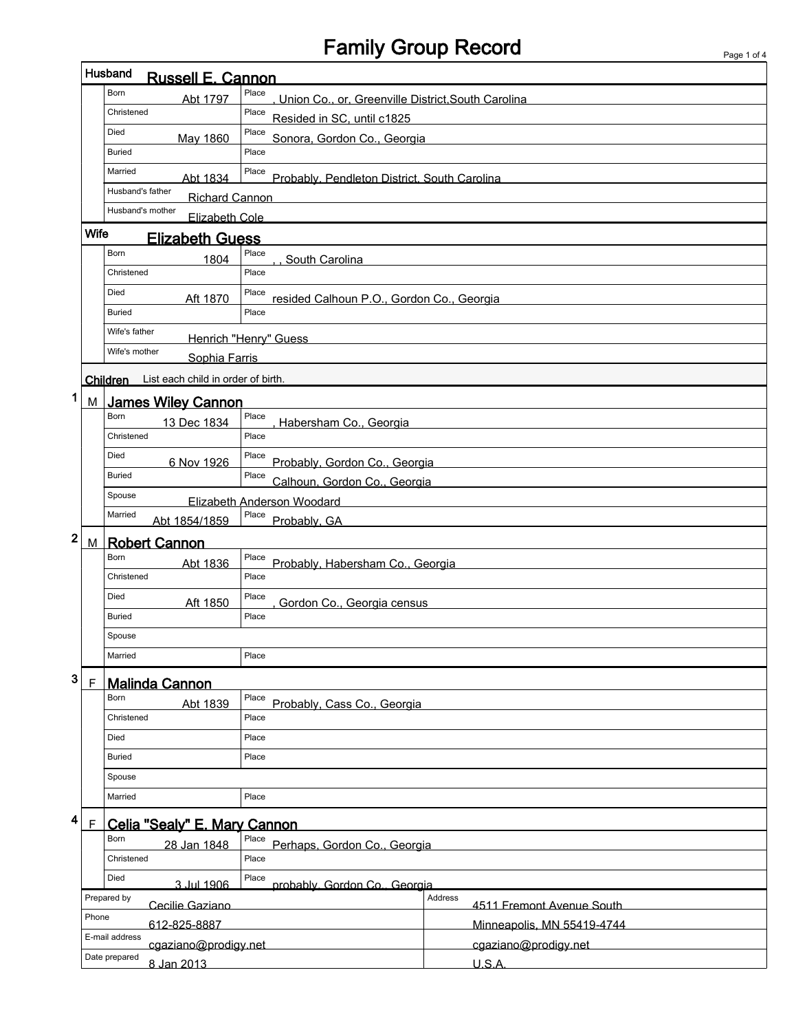# Family Group Record

## Husband: Russell E. Cannon

| Field | Date | Place |
|---|---|---|
| Born | Abt 1797 | , Union Co., or, Greenville District,South Carolina |
| Christened | | Resided in SC, until c1825 |
| Died | May 1860 | Sonora, Gordon Co., Georgia |
| Buried | | |
| Married | Abt 1834 | Probably, Pendleton District, South Carolina |
| Husband's father | Richard Cannon | |
| Husband's mother | Elizabeth Cole | |

## Wife: Elizabeth Guess

| Field | Date | Place |
|---|---|---|
| Born | 1804 | , , South Carolina |
| Christened | | |
| Died | Aft 1870 | resided Calhoun P.O., Gordon Co., Georgia |
| Buried | | |
| Wife's father | Henrich "Henry" Guess | |
| Wife's mother | Sophia Farris | |

## Children

List each child in order of birth.

### 1 M James Wiley Cannon

| Field | Date | Place |
|---|---|---|
| Born | 13 Dec 1834 | , Habersham Co., Georgia |
| Christened | | |
| Died | 6 Nov 1926 | Probably, Gordon Co., Georgia |
| Buried | | Calhoun, Gordon Co., Georgia |
| Spouse | Elizabeth Anderson Woodard | |
| Married | Abt 1854/1859 | Probably, GA |

### 2 M Robert Cannon

| Field | Date | Place |
|---|---|---|
| Born | Abt 1836 | Probably, Habersham Co., Georgia |
| Christened | | |
| Died | Aft 1850 | , Gordon Co., Georgia census |
| Buried | | |
| Spouse | | |
| Married | | |

### 3 F Malinda Cannon

| Field | Date | Place |
|---|---|---|
| Born | Abt 1839 | Probably, Cass Co., Georgia |
| Christened | | |
| Died | | |
| Buried | | |
| Spouse | | |
| Married | | |

### 4 F Celia "Sealy" E. Mary Cannon

| Field | Date | Place |
|---|---|---|
| Born | 28 Jan 1848 | Perhaps, Gordon Co., Georgia |
| Christened | | |
| Died | 3 Jul 1906 | probably, Gordon Co., Georgia |

| | | | |
|---|---|---|---|
| Prepared by | Cecilie Gaziano | Address | 4511 Fremont Avenue South |
| Phone | 612-825-8887 | | Minneapolis, MN 55419-4744 |
| E-mail address | cgaziano@prodigy.net | | cgaziano@prodigy.net |
| Date prepared | 8 Jan 2013 | | U.S.A. |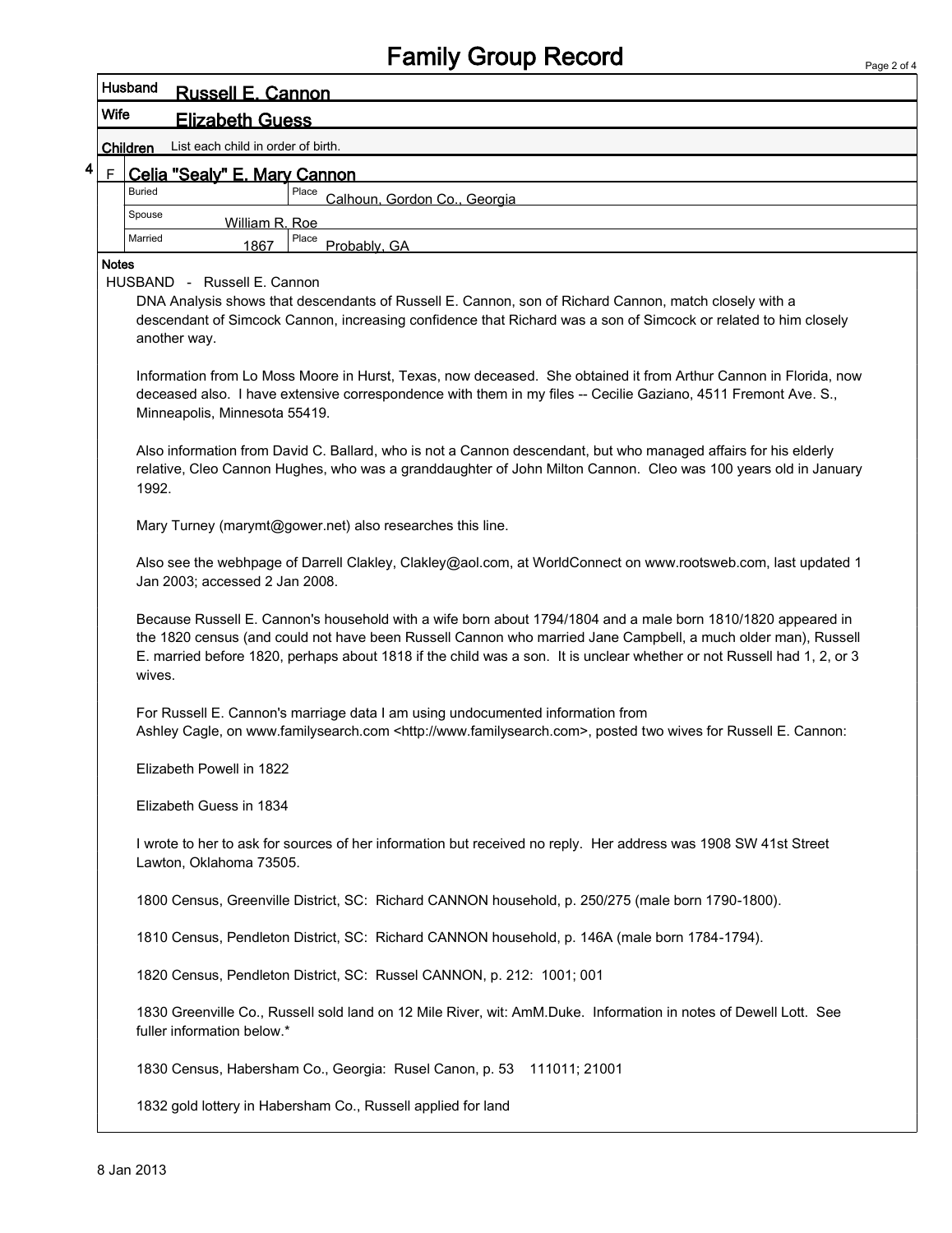# Family Group Record

| Husband | Russell E. Cannon |
|---|---|
| **Wife** | **Elizabeth Guess** |

**Children** List each child in order of birth.

**4** F **Celia "Sealy" E. Mary Cannon**

| | | | |
|---|---|---|---|
| Buried | | Place | Calhoun, Gordon Co., Georgia |
| Spouse | William R. Roe | | |
| Married | 1867 | Place | Probably, GA |

**Notes**

HUSBAND - Russell E. Cannon

DNA Analysis shows that descendants of Russell E. Cannon, son of Richard Cannon, match closely with a descendant of Simcock Cannon, increasing confidence that Richard was a son of Simcock or related to him closely another way.

Information from Lo Moss Moore in Hurst, Texas, now deceased. She obtained it from Arthur Cannon in Florida, now deceased also. I have extensive correspondence with them in my files -- Cecilie Gaziano, 4511 Fremont Ave. S., Minneapolis, Minnesota 55419.

Also information from David C. Ballard, who is not a Cannon descendant, but who managed affairs for his elderly relative, Cleo Cannon Hughes, who was a granddaughter of John Milton Cannon. Cleo was 100 years old in January 1992.

Mary Turney (marymt@gower.net) also researches this line.

Also see the webhpage of Darrell Clakley, Clakley@aol.com, at WorldConnect on www.rootsweb.com, last updated 1 Jan 2003; accessed 2 Jan 2008.

Because Russell E. Cannon's household with a wife born about 1794/1804 and a male born 1810/1820 appeared in the 1820 census (and could not have been Russell Cannon who married Jane Campbell, a much older man), Russell E. married before 1820, perhaps about 1818 if the child was a son. It is unclear whether or not Russell had 1, 2, or 3 wives.

For Russell E. Cannon's marriage data I am using undocumented information from Ashley Cagle, on www.familysearch.com <http://www.familysearch.com>, posted two wives for Russell E. Cannon:

Elizabeth Powell in 1822

Elizabeth Guess in 1834

I wrote to her to ask for sources of her information but received no reply. Her address was 1908 SW 41st Street Lawton, Oklahoma 73505.

1800 Census, Greenville District, SC: Richard CANNON household, p. 250/275 (male born 1790-1800).

1810 Census, Pendleton District, SC: Richard CANNON household, p. 146A (male born 1784-1794).

1820 Census, Pendleton District, SC: Russel CANNON, p. 212: 1001; 001

1830 Greenville Co., Russell sold land on 12 Mile River, wit: AmM.Duke. Information in notes of Dewell Lott. See fuller information below.*

1830 Census, Habersham Co., Georgia: Rusel Canon, p. 53 111011; 21001

1832 gold lottery in Habersham Co., Russell applied for land

8 Jan 2013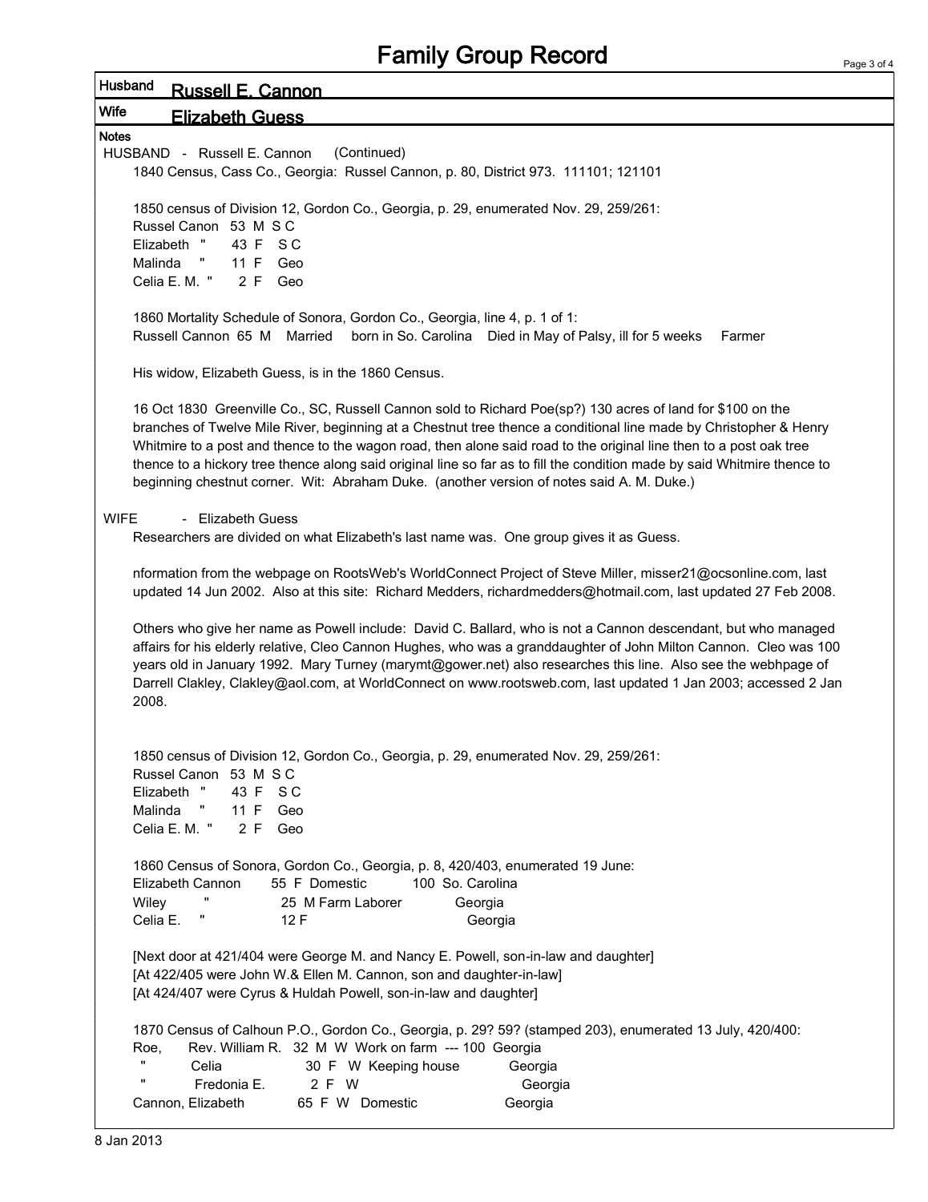# Family Group Record

**Husband** Russell E. Cannon

**Wife** Elizabeth Guess

**Notes**

HUSBAND - Russell E. Cannon (Continued)

1840 Census, Cass Co., Georgia: Russel Cannon, p. 80, District 973. 111101; 121101

1850 census of Division 12, Gordon Co., Georgia, p. 29, enumerated Nov. 29, 259/261:

| Name | Age | Sex | Birthplace |
|---|---|---|---|
| Russel Canon | 53 | M | S C |
| Elizabeth " | 43 | F | S C |
| Malinda " | 11 | F | Geo |
| Celia E. M. " | 2 | F | Geo |

1860 Mortality Schedule of Sonora, Gordon Co., Georgia, line 4, p. 1 of 1:
Russell Cannon 65 M Married born in So. Carolina Died in May of Palsy, ill for 5 weeks Farmer

His widow, Elizabeth Guess, is in the 1860 Census.

16 Oct 1830 Greenville Co., SC, Russell Cannon sold to Richard Poe(sp?) 130 acres of land for $100 on the branches of Twelve Mile River, beginning at a Chestnut tree thence a conditional line made by Christopher & Henry Whitmire to a post and thence to the wagon road, then alone said road to the original line then to a post oak tree thence to a hickory tree thence along said original line so far as to fill the condition made by said Whitmire thence to beginning chestnut corner. Wit: Abraham Duke. (another version of notes said A. M. Duke.)

WIFE - Elizabeth Guess

Researchers are divided on what Elizabeth's last name was. One group gives it as Guess.

nformation from the webpage on RootsWeb's WorldConnect Project of Steve Miller, misser21@ocsonline.com, last updated 14 Jun 2002. Also at this site: Richard Medders, richardmedders@hotmail.com, last updated 27 Feb 2008.

Others who give her name as Powell include: David C. Ballard, who is not a Cannon descendant, but who managed affairs for his elderly relative, Cleo Cannon Hughes, who was a granddaughter of John Milton Cannon. Cleo was 100 years old in January 1992. Mary Turney (marymt@gower.net) also researches this line. Also see the webhpage of Darrell Clakley, Clakley@aol.com, at WorldConnect on www.rootsweb.com, last updated 1 Jan 2003; accessed 2 Jan 2008.

1850 census of Division 12, Gordon Co., Georgia, p. 29, enumerated Nov. 29, 259/261:

| Name | Age | Sex | Birthplace |
|---|---|---|---|
| Russel Canon | 53 | M | S C |
| Elizabeth " | 43 | F | S C |
| Malinda " | 11 | F | Geo |
| Celia E. M. " | 2 | F | Geo |

1860 Census of Sonora, Gordon Co., Georgia, p. 8, 420/403, enumerated 19 June:

| Name | Age/Sex | Occupation | Value | Birthplace |
|---|---|---|---|---|
| Elizabeth Cannon | 55 F | Domestic | 100 | So. Carolina |
| Wiley " | 25 M | Farm Laborer | | Georgia |
| Celia E. " | 12 F | | | Georgia |

[Next door at 421/404 were George M. and Nancy E. Powell, son-in-law and daughter]
[At 422/405 were John W.& Ellen M. Cannon, son and daughter-in-law]
[At 424/407 were Cyrus & Huldah Powell, son-in-law and daughter]

1870 Census of Calhoun P.O., Gordon Co., Georgia, p. 29? 59? (stamped 203), enumerated 13 July, 420/400:

| Name | Age/Sex/Race | Occupation | Value | Birthplace |
|---|---|---|---|---|
| Roe, Rev. William R. | 32 M W | Work on farm | --- 100 | Georgia |
| " Celia | 30 F W | Keeping house | | Georgia |
| " Fredonia E. | 2 F W | | | Georgia |
| Cannon, Elizabeth | 65 F W | Domestic | | Georgia |

8 Jan 2013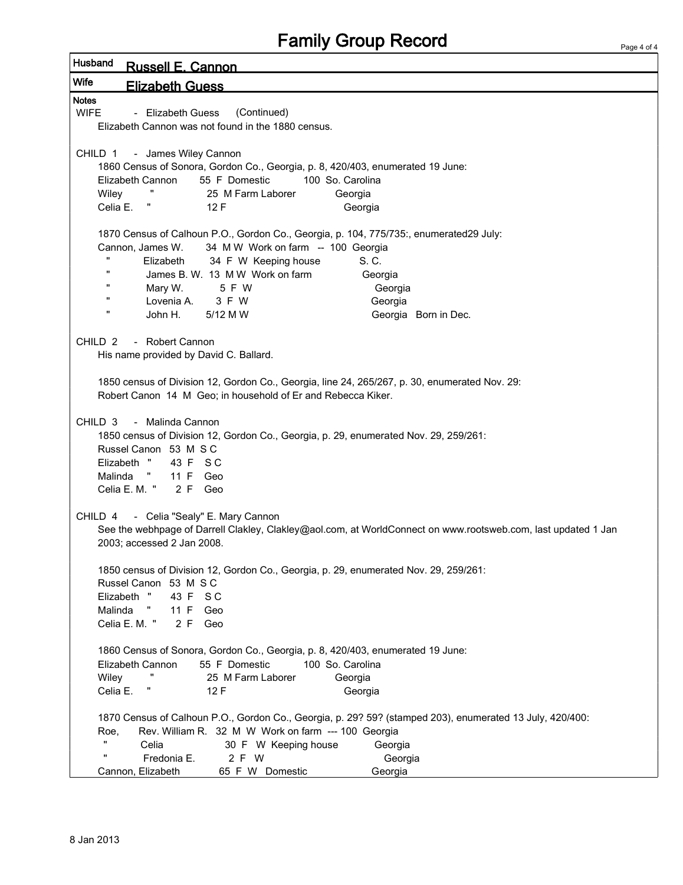# Family Group Record

**Husband** Russell E. Cannon

**Wife** Elizabeth Guess

**Notes**

WIFE - Elizabeth Guess (Continued)

Elizabeth Cannon was not found in the 1880 census.

CHILD 1 - James Wiley Cannon

1860 Census of Sonora, Gordon Co., Georgia, p. 8, 420/403, enumerated 19 June:

| | | | | |
|---|---|---|---|---|
| Elizabeth Cannon | 55 F Domestic | 100 | So. Carolina | |
| Wiley " | 25 M Farm Laborer | | Georgia | |
| Celia E. " | 12 F | | Georgia | |

1870 Census of Calhoun P.O., Gordon Co., Georgia, p. 104, 775/735:, enumerated29 July:

| | | | |
|---|---|---|---|
| Cannon, James W. | 34 M W Work on farm -- 100 | Georgia | |
| " Elizabeth | 34 F W Keeping house | S. C. | |
| " James B. W. | 13 M W Work on farm | Georgia | |
| " Mary W. | 5 F W | Georgia | |
| " Lovenia A. | 3 F W | Georgia | |
| " John H. | 5/12 M W | Georgia | Born in Dec. |

CHILD 2 - Robert Cannon

His name provided by David C. Ballard.

1850 census of Division 12, Gordon Co., Georgia, line 24, 265/267, p. 30, enumerated Nov. 29:

Robert Canon 14 M Geo; in household of Er and Rebecca Kiker.

CHILD 3 - Malinda Cannon

1850 census of Division 12, Gordon Co., Georgia, p. 29, enumerated Nov. 29, 259/261:

| | | | |
|---|---|---|---|
| Russel Canon | 53 | M | S C |
| Elizabeth " | 43 | F | S C |
| Malinda " | 11 | F | Geo |
| Celia E. M. " | 2 | F | Geo |

CHILD 4 - Celia "Sealy" E. Mary Cannon

See the webhpage of Darrell Clakley, Clakley@aol.com, at WorldConnect on www.rootsweb.com, last updated 1 Jan 2003; accessed 2 Jan 2008.

1850 census of Division 12, Gordon Co., Georgia, p. 29, enumerated Nov. 29, 259/261:

| | | | |
|---|---|---|---|
| Russel Canon | 53 | M | S C |
| Elizabeth " | 43 | F | S C |
| Malinda " | 11 | F | Geo |
| Celia E. M. " | 2 | F | Geo |

1860 Census of Sonora, Gordon Co., Georgia, p. 8, 420/403, enumerated 19 June:

| | | | |
|---|---|---|---|
| Elizabeth Cannon | 55 F Domestic | 100 | So. Carolina |
| Wiley " | 25 M Farm Laborer | | Georgia |
| Celia E. " | 12 F | | Georgia |

1870 Census of Calhoun P.O., Gordon Co., Georgia, p. 29? 59? (stamped 203), enumerated 13 July, 420/400:

| | | |
|---|---|---|
| Roe, Rev. William R. | 32 M W Work on farm --- 100 | Georgia |
| " Celia | 30 F W Keeping house | Georgia |
| " Fredonia E. | 2 F W | Georgia |
| Cannon, Elizabeth | 65 F W Domestic | Georgia |

8 Jan 2013